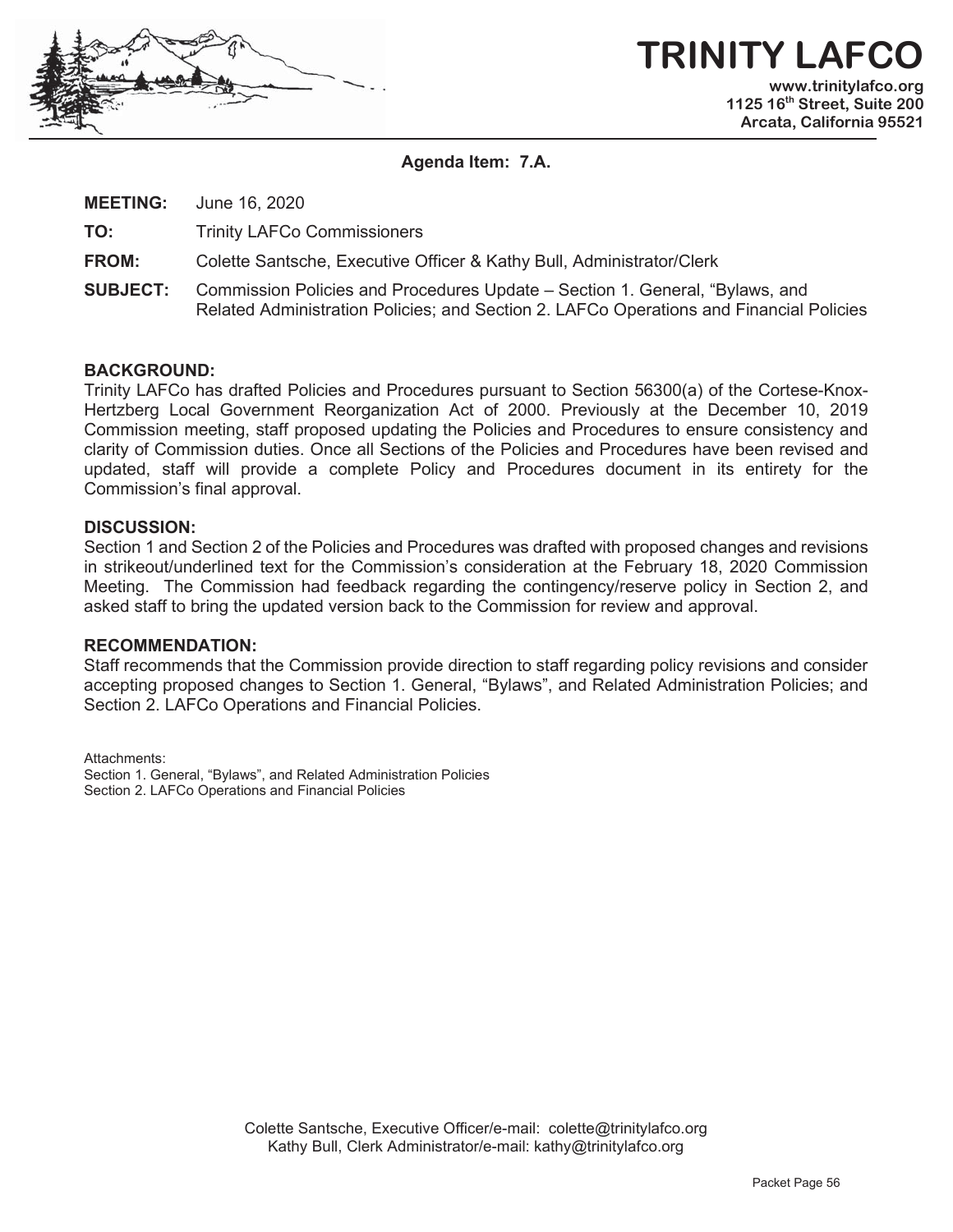# TRINITY LAFCO

www.trinitylafco.org
1125 16th Street, Suite 200
Arcata, California 95521

**Agenda Item: 7.A.**

**MEETING:** June 16, 2020

**TO:** Trinity LAFCo Commissioners

**FROM:** Colette Santsche, Executive Officer & Kathy Bull, Administrator/Clerk

**SUBJECT:** Commission Policies and Procedures Update – Section 1. General, "Bylaws, and Related Administration Policies; and Section 2. LAFCo Operations and Financial Policies

## BACKGROUND:

Trinity LAFCo has drafted Policies and Procedures pursuant to Section 56300(a) of the Cortese-Knox-Hertzberg Local Government Reorganization Act of 2000. Previously at the December 10, 2019 Commission meeting, staff proposed updating the Policies and Procedures to ensure consistency and clarity of Commission duties. Once all Sections of the Policies and Procedures have been revised and updated, staff will provide a complete Policy and Procedures document in its entirety for the Commission's final approval.

## DISCUSSION:

Section 1 and Section 2 of the Policies and Procedures was drafted with proposed changes and revisions in strikeout/underlined text for the Commission's consideration at the February 18, 2020 Commission Meeting. The Commission had feedback regarding the contingency/reserve policy in Section 2, and asked staff to bring the updated version back to the Commission for review and approval.

## RECOMMENDATION:

Staff recommends that the Commission provide direction to staff regarding policy revisions and consider accepting proposed changes to Section 1. General, "Bylaws", and Related Administration Policies; and Section 2. LAFCo Operations and Financial Policies.

Attachments:
Section 1. General, "Bylaws", and Related Administration Policies
Section 2. LAFCo Operations and Financial Policies

Colette Santsche, Executive Officer/e-mail: colette@trinitylafco.org
Kathy Bull, Clerk Administrator/e-mail: kathy@trinitylafco.org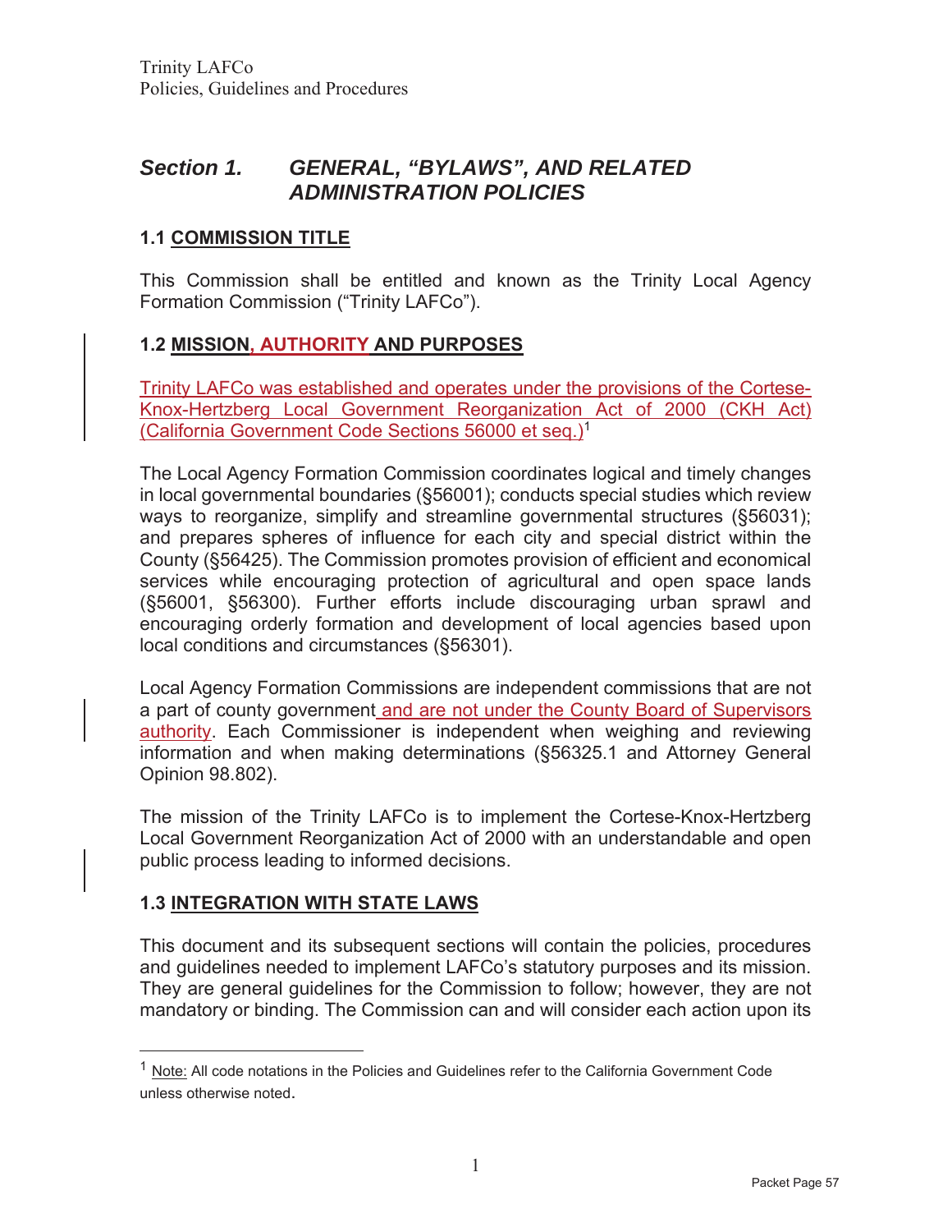## *Section 1. GENERAL, "BYLAWS", AND RELATED ADMINISTRATION POLICIES*

### 1.1 COMMISSION TITLE

This Commission shall be entitled and known as the Trinity Local Agency Formation Commission ("Trinity LAFCo").

### 1.2 MISSION, AUTHORITY AND PURPOSES

Trinity LAFCo was established and operates under the provisions of the Cortese-Knox-Hertzberg Local Government Reorganization Act of 2000 (CKH Act) (California Government Code Sections 56000 et seq.)[1]

The Local Agency Formation Commission coordinates logical and timely changes in local governmental boundaries (§56001); conducts special studies which review ways to reorganize, simplify and streamline governmental structures (§56031); and prepares spheres of influence for each city and special district within the County (§56425). The Commission promotes provision of efficient and economical services while encouraging protection of agricultural and open space lands (§56001, §56300). Further efforts include discouraging urban sprawl and encouraging orderly formation and development of local agencies based upon local conditions and circumstances (§56301).

Local Agency Formation Commissions are independent commissions that are not a part of county government and are not under the County Board of Supervisors authority. Each Commissioner is independent when weighing and reviewing information and when making determinations (§56325.1 and Attorney General Opinion 98.802).

The mission of the Trinity LAFCo is to implement the Cortese-Knox-Hertzberg Local Government Reorganization Act of 2000 with an understandable and open public process leading to informed decisions.

### 1.3 INTEGRATION WITH STATE LAWS

This document and its subsequent sections will contain the policies, procedures and guidelines needed to implement LAFCo's statutory purposes and its mission. They are general guidelines for the Commission to follow; however, they are not mandatory or binding. The Commission can and will consider each action upon its

---

[1] Note: All code notations in the Policies and Guidelines refer to the California Government Code unless otherwise noted.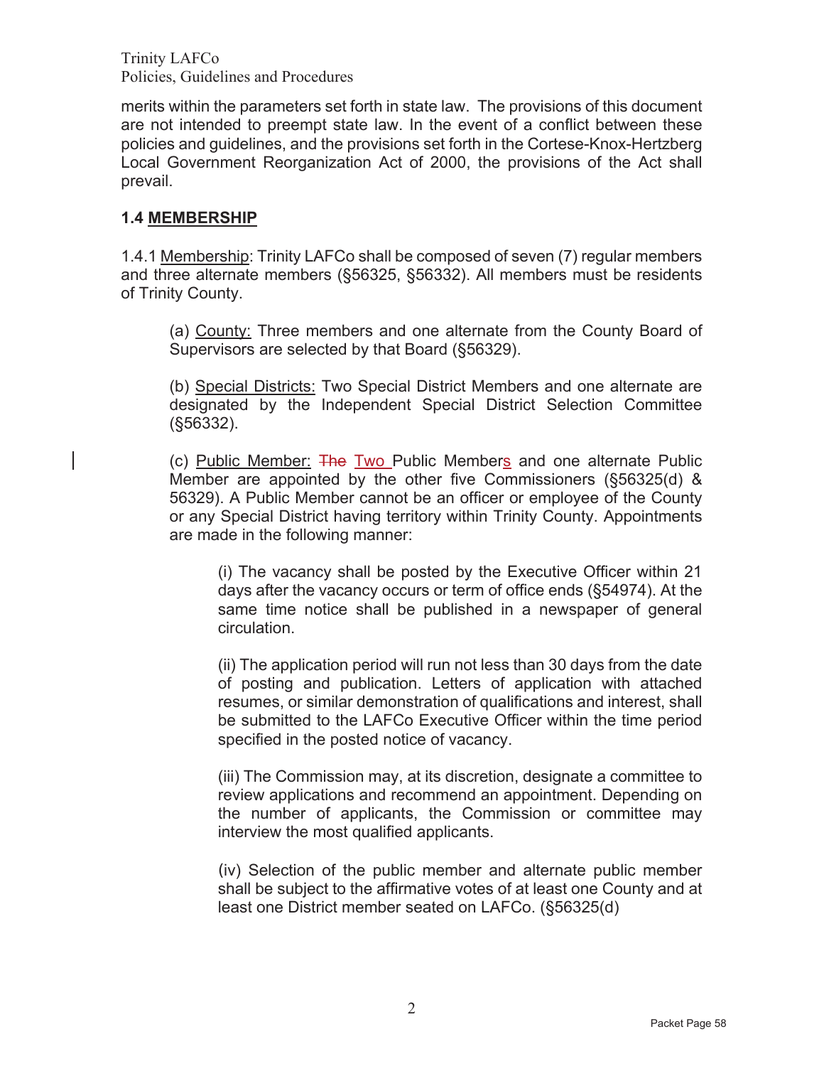merits within the parameters set forth in state law. The provisions of this document are not intended to preempt state law. In the event of a conflict between these policies and guidelines, and the provisions set forth in the Cortese-Knox-Hertzberg Local Government Reorganization Act of 2000, the provisions of the Act shall prevail.

### 1.4 MEMBERSHIP

1.4.1 Membership: Trinity LAFCo shall be composed of seven (7) regular members and three alternate members (§56325, §56332). All members must be residents of Trinity County.

> (a) County: Three members and one alternate from the County Board of Supervisors are selected by that Board (§56329).
>
> (b) Special Districts: Two Special District Members and one alternate are designated by the Independent Special District Selection Committee (§56332).
>
> (c) Public Member: ~~The~~ Two Public Members and one alternate Public Member are appointed by the other five Commissioners (§56325(d) & 56329). A Public Member cannot be an officer or employee of the County or any Special District having territory within Trinity County. Appointments are made in the following manner:
>
> > (i) The vacancy shall be posted by the Executive Officer within 21 days after the vacancy occurs or term of office ends (§54974). At the same time notice shall be published in a newspaper of general circulation.
> >
> > (ii) The application period will run not less than 30 days from the date of posting and publication. Letters of application with attached resumes, or similar demonstration of qualifications and interest, shall be submitted to the LAFCo Executive Officer within the time period specified in the posted notice of vacancy.
> >
> > (iii) The Commission may, at its discretion, designate a committee to review applications and recommend an appointment. Depending on the number of applicants, the Commission or committee may interview the most qualified applicants.
> >
> > (iv) Selection of the public member and alternate public member shall be subject to the affirmative votes of at least one County and at least one District member seated on LAFCo. (§56325(d)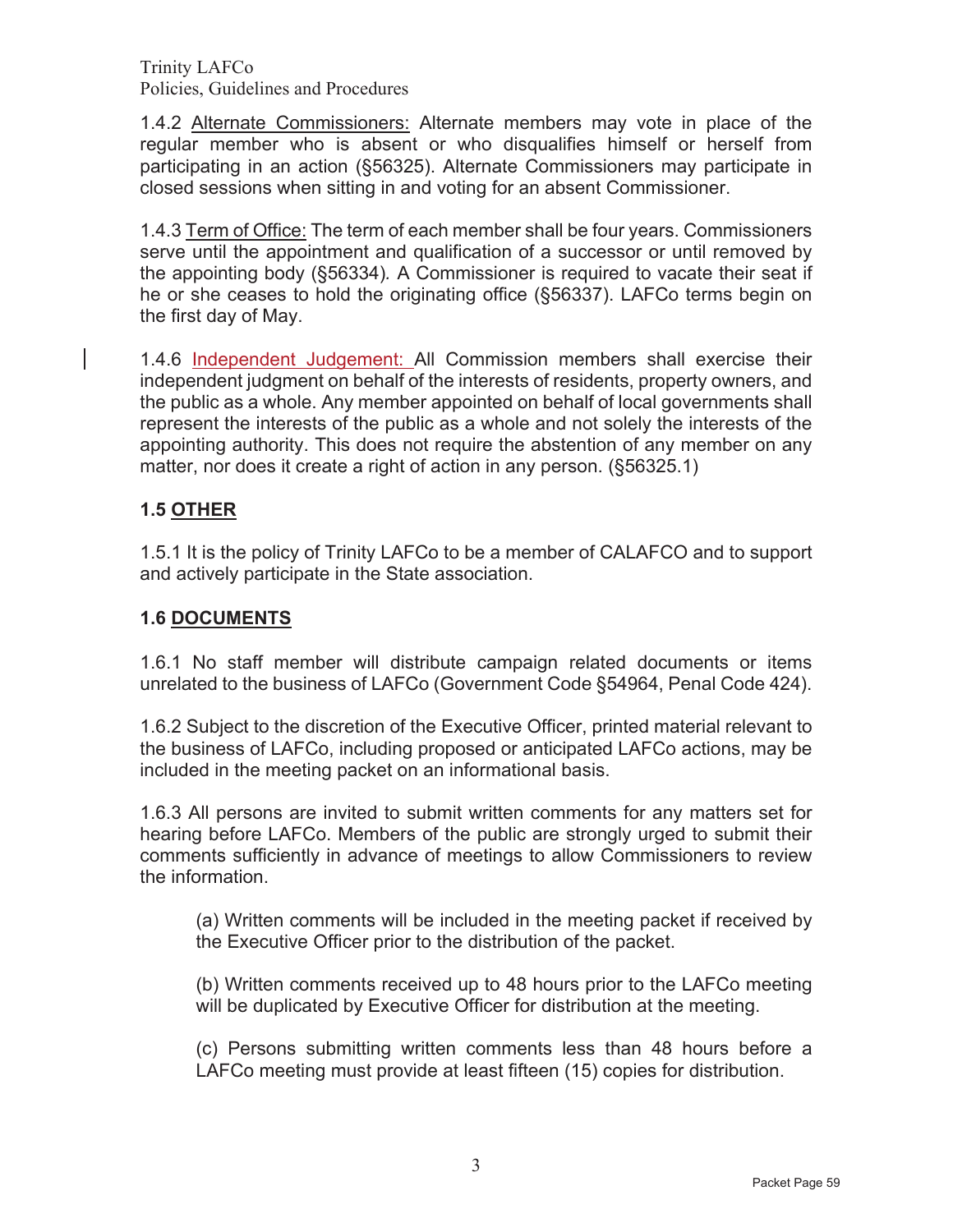1.4.2 Alternate Commissioners: Alternate members may vote in place of the regular member who is absent or who disqualifies himself or herself from participating in an action (§56325). Alternate Commissioners may participate in closed sessions when sitting in and voting for an absent Commissioner.

1.4.3 Term of Office: The term of each member shall be four years. Commissioners serve until the appointment and qualification of a successor or until removed by the appointing body (§56334). A Commissioner is required to vacate their seat if he or she ceases to hold the originating office (§56337). LAFCo terms begin on the first day of May.

1.4.6 Independent Judgement: All Commission members shall exercise their independent judgment on behalf of the interests of residents, property owners, and the public as a whole. Any member appointed on behalf of local governments shall represent the interests of the public as a whole and not solely the interests of the appointing authority. This does not require the abstention of any member on any matter, nor does it create a right of action in any person. (§56325.1)

### 1.5 OTHER

1.5.1 It is the policy of Trinity LAFCo to be a member of CALAFCO and to support and actively participate in the State association.

### 1.6 DOCUMENTS

1.6.1 No staff member will distribute campaign related documents or items unrelated to the business of LAFCo (Government Code §54964, Penal Code 424).

1.6.2 Subject to the discretion of the Executive Officer, printed material relevant to the business of LAFCo, including proposed or anticipated LAFCo actions, may be included in the meeting packet on an informational basis.

1.6.3 All persons are invited to submit written comments for any matters set for hearing before LAFCo. Members of the public are strongly urged to submit their comments sufficiently in advance of meetings to allow Commissioners to review the information.

(a) Written comments will be included in the meeting packet if received by the Executive Officer prior to the distribution of the packet.

(b) Written comments received up to 48 hours prior to the LAFCo meeting will be duplicated by Executive Officer for distribution at the meeting.

(c) Persons submitting written comments less than 48 hours before a LAFCo meeting must provide at least fifteen (15) copies for distribution.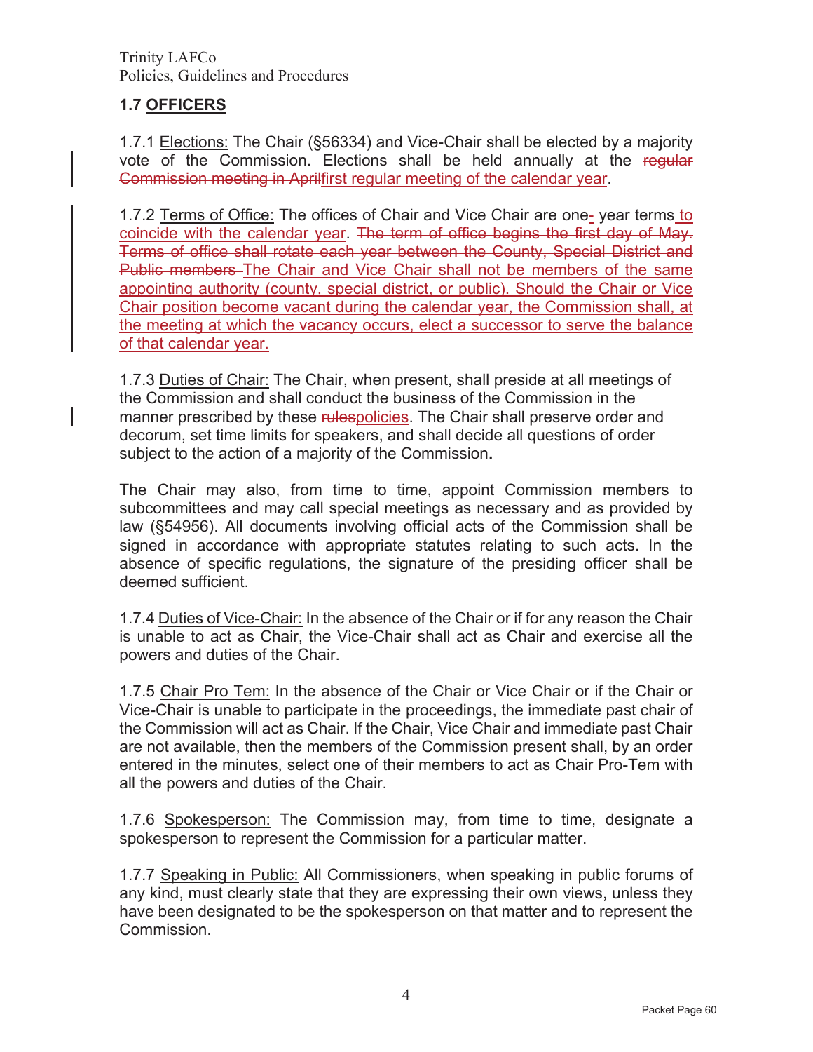## 1.7 OFFICERS

1.7.1 Elections: The Chair (§56334) and Vice-Chair shall be elected by a majority vote of the Commission. Elections shall be held annually at the ~~regular Commission meeting in April~~first regular meeting of the calendar year.

1.7.2 Terms of Office: The offices of Chair and Vice Chair are one-year terms to coincide with the calendar year. ~~The term of office begins the first day of May. Terms of office shall rotate each year between the County, Special District and Public members~~ The Chair and Vice Chair shall not be members of the same appointing authority (county, special district, or public). Should the Chair or Vice Chair position become vacant during the calendar year, the Commission shall, at the meeting at which the vacancy occurs, elect a successor to serve the balance of that calendar year.

1.7.3 Duties of Chair: The Chair, when present, shall preside at all meetings of the Commission and shall conduct the business of the Commission in the manner prescribed by these ~~rules~~policies. The Chair shall preserve order and decorum, set time limits for speakers, and shall decide all questions of order subject to the action of a majority of the Commission.

The Chair may also, from time to time, appoint Commission members to subcommittees and may call special meetings as necessary and as provided by law (§54956). All documents involving official acts of the Commission shall be signed in accordance with appropriate statutes relating to such acts. In the absence of specific regulations, the signature of the presiding officer shall be deemed sufficient.

1.7.4 Duties of Vice-Chair: In the absence of the Chair or if for any reason the Chair is unable to act as Chair, the Vice-Chair shall act as Chair and exercise all the powers and duties of the Chair.

1.7.5 Chair Pro Tem: In the absence of the Chair or Vice Chair or if the Chair or Vice-Chair is unable to participate in the proceedings, the immediate past chair of the Commission will act as Chair. If the Chair, Vice Chair and immediate past Chair are not available, then the members of the Commission present shall, by an order entered in the minutes, select one of their members to act as Chair Pro-Tem with all the powers and duties of the Chair.

1.7.6 Spokesperson: The Commission may, from time to time, designate a spokesperson to represent the Commission for a particular matter.

1.7.7 Speaking in Public: All Commissioners, when speaking in public forums of any kind, must clearly state that they are expressing their own views, unless they have been designated to be the spokesperson on that matter and to represent the Commission.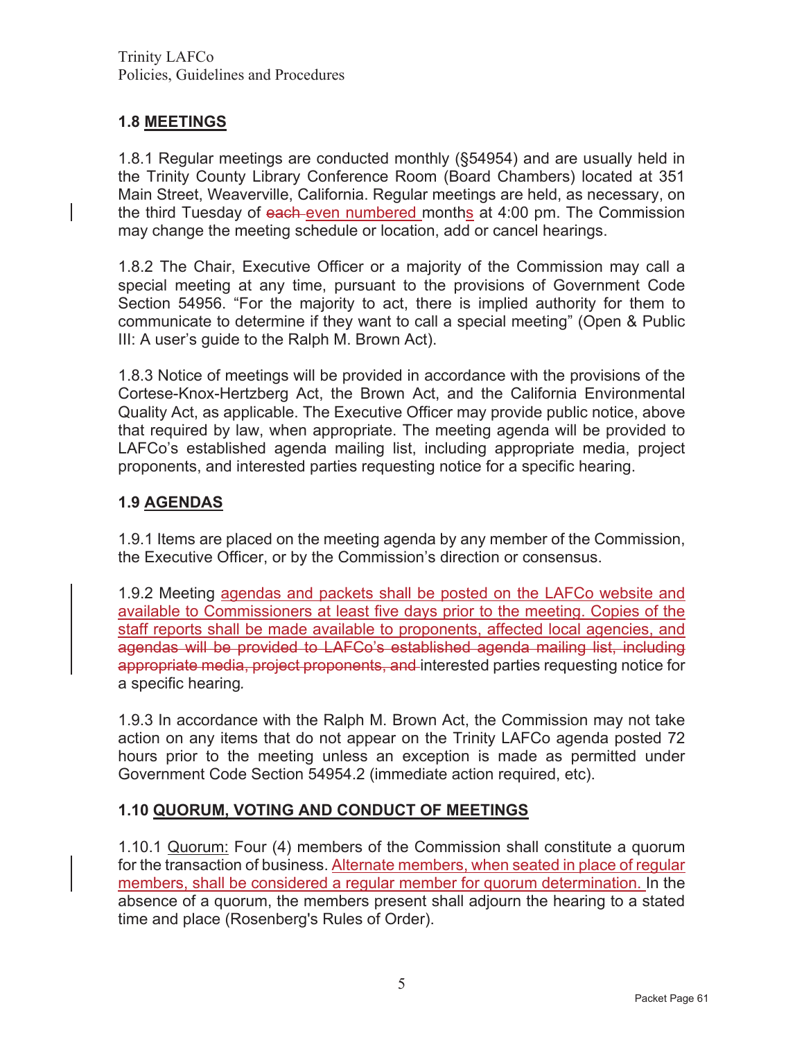**1.8 MEETINGS**

1.8.1 Regular meetings are conducted monthly (§54954) and are usually held in the Trinity County Library Conference Room (Board Chambers) located at 351 Main Street, Weaverville, California. Regular meetings are held, as necessary, on the third Tuesday of ~~each~~ even numbered months at 4:00 pm. The Commission may change the meeting schedule or location, add or cancel hearings.

1.8.2 The Chair, Executive Officer or a majority of the Commission may call a special meeting at any time, pursuant to the provisions of Government Code Section 54956. "For the majority to act, there is implied authority for them to communicate to determine if they want to call a special meeting" (Open & Public III: A user's guide to the Ralph M. Brown Act).

1.8.3 Notice of meetings will be provided in accordance with the provisions of the Cortese-Knox-Hertzberg Act, the Brown Act, and the California Environmental Quality Act, as applicable. The Executive Officer may provide public notice, above that required by law, when appropriate. The meeting agenda will be provided to LAFCo's established agenda mailing list, including appropriate media, project proponents, and interested parties requesting notice for a specific hearing.

**1.9 AGENDAS**

1.9.1 Items are placed on the meeting agenda by any member of the Commission, the Executive Officer, or by the Commission's direction or consensus.

1.9.2 Meeting agendas and packets shall be posted on the LAFCo website and available to Commissioners at least five days prior to the meeting. Copies of the staff reports shall be made available to proponents, affected local agencies, and ~~agendas will be provided to LAFCo's established agenda mailing list, including appropriate media, project proponents, and~~ interested parties requesting notice for a specific hearing.

1.9.3 In accordance with the Ralph M. Brown Act, the Commission may not take action on any items that do not appear on the Trinity LAFCo agenda posted 72 hours prior to the meeting unless an exception is made as permitted under Government Code Section 54954.2 (immediate action required, etc).

**1.10 QUORUM, VOTING AND CONDUCT OF MEETINGS**

1.10.1 Quorum: Four (4) members of the Commission shall constitute a quorum for the transaction of business. Alternate members, when seated in place of regular members, shall be considered a regular member for quorum determination. In the absence of a quorum, the members present shall adjourn the hearing to a stated time and place (Rosenberg's Rules of Order).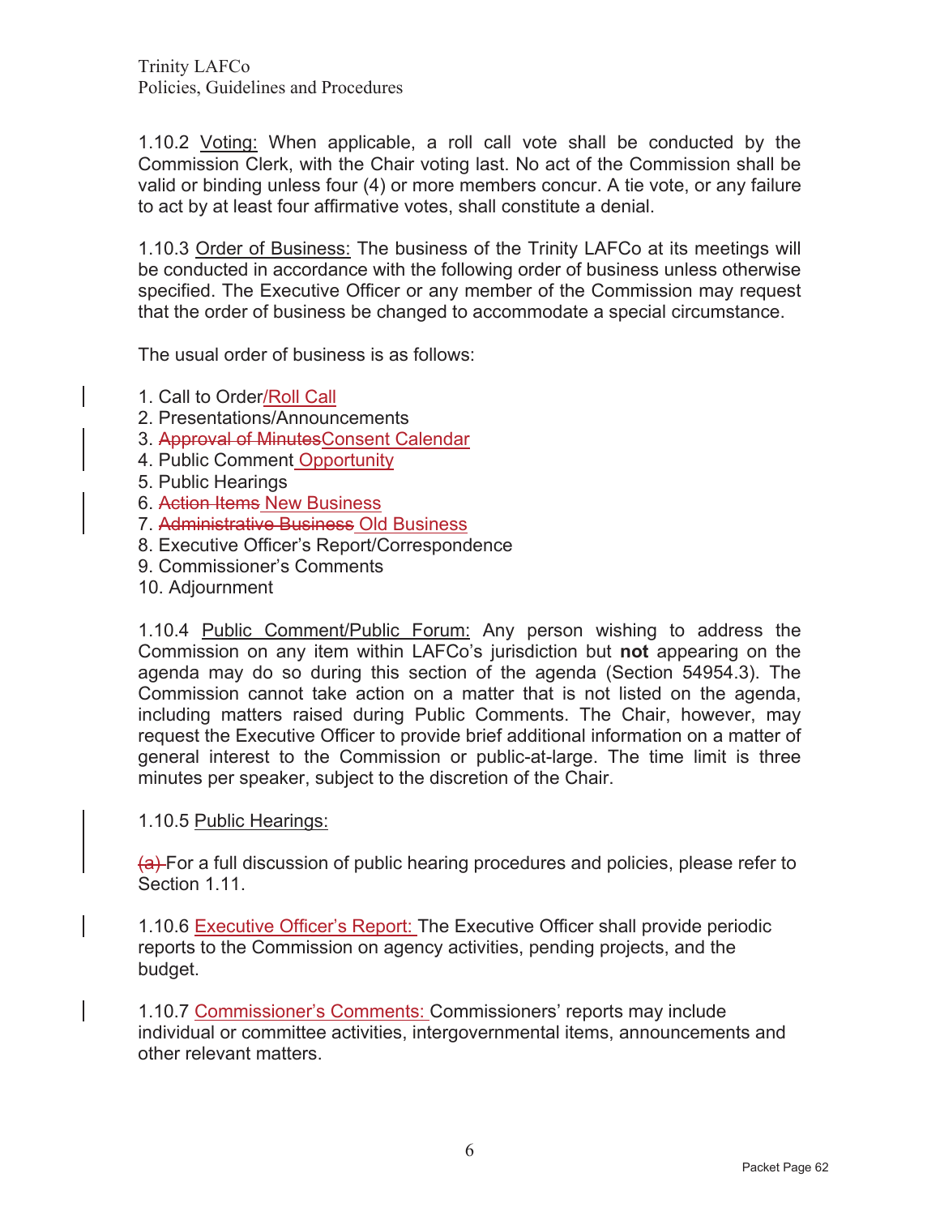1.10.2 Voting: When applicable, a roll call vote shall be conducted by the Commission Clerk, with the Chair voting last. No act of the Commission shall be valid or binding unless four (4) or more members concur. A tie vote, or any failure to act by at least four affirmative votes, shall constitute a denial.

1.10.3 Order of Business: The business of the Trinity LAFCo at its meetings will be conducted in accordance with the following order of business unless otherwise specified. The Executive Officer or any member of the Commission may request that the order of business be changed to accommodate a special circumstance.

The usual order of business is as follows:

1. Call to Order/Roll Call
2. Presentations/Announcements
3. ~~Approval of Minutes~~Consent Calendar
4. Public Comment Opportunity
5. Public Hearings
6. ~~Action Items~~ New Business
7. ~~Administrative Business~~ Old Business
8. Executive Officer's Report/Correspondence
9. Commissioner's Comments
10. Adjournment

1.10.4 Public Comment/Public Forum: Any person wishing to address the Commission on any item within LAFCo's jurisdiction but **not** appearing on the agenda may do so during this section of the agenda (Section 54954.3). The Commission cannot take action on a matter that is not listed on the agenda, including matters raised during Public Comments. The Chair, however, may request the Executive Officer to provide brief additional information on a matter of general interest to the Commission or public-at-large. The time limit is three minutes per speaker, subject to the discretion of the Chair.

1.10.5 Public Hearings:

~~(a)~~ For a full discussion of public hearing procedures and policies, please refer to Section 1.11.

1.10.6 Executive Officer's Report: The Executive Officer shall provide periodic reports to the Commission on agency activities, pending projects, and the budget.

1.10.7 Commissioner's Comments: Commissioners' reports may include individual or committee activities, intergovernmental items, announcements and other relevant matters.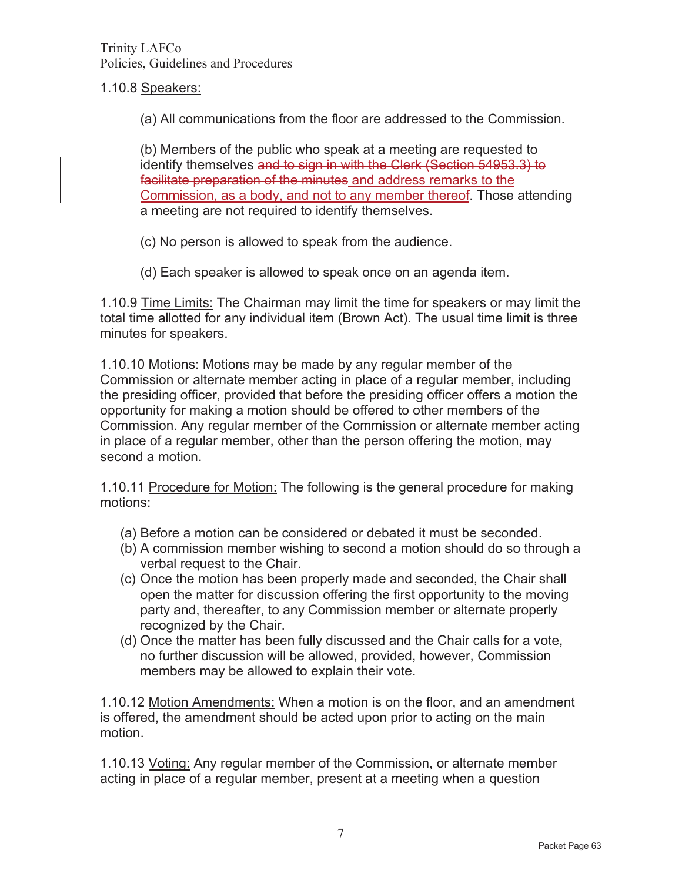1.10.8 <u>Speakers:</u>

(a) All communications from the floor are addressed to the Commission.

(b) Members of the public who speak at a meeting are requested to identify themselves ~~and to sign in with the Clerk (Section 54953.3) to facilitate preparation of the minutes~~ <u>and address remarks to the Commission, as a body, and not to any member thereof</u>. Those attending a meeting are not required to identify themselves.

(c) No person is allowed to speak from the audience.

(d) Each speaker is allowed to speak once on an agenda item.

1.10.9 <u>Time Limits:</u> The Chairman may limit the time for speakers or may limit the total time allotted for any individual item (Brown Act). The usual time limit is three minutes for speakers.

1.10.10 <u>Motions:</u> Motions may be made by any regular member of the Commission or alternate member acting in place of a regular member, including the presiding officer, provided that before the presiding officer offers a motion the opportunity for making a motion should be offered to other members of the Commission. Any regular member of the Commission or alternate member acting in place of a regular member, other than the person offering the motion, may second a motion.

1.10.11 <u>Procedure for Motion:</u> The following is the general procedure for making motions:

(a) Before a motion can be considered or debated it must be seconded.
(b) A commission member wishing to second a motion should do so through a verbal request to the Chair.
(c) Once the motion has been properly made and seconded, the Chair shall open the matter for discussion offering the first opportunity to the moving party and, thereafter, to any Commission member or alternate properly recognized by the Chair.
(d) Once the matter has been fully discussed and the Chair calls for a vote, no further discussion will be allowed, provided, however, Commission members may be allowed to explain their vote.

1.10.12 <u>Motion Amendments:</u> When a motion is on the floor, and an amendment is offered, the amendment should be acted upon prior to acting on the main motion.

1.10.13 <u>Voting:</u> Any regular member of the Commission, or alternate member acting in place of a regular member, present at a meeting when a question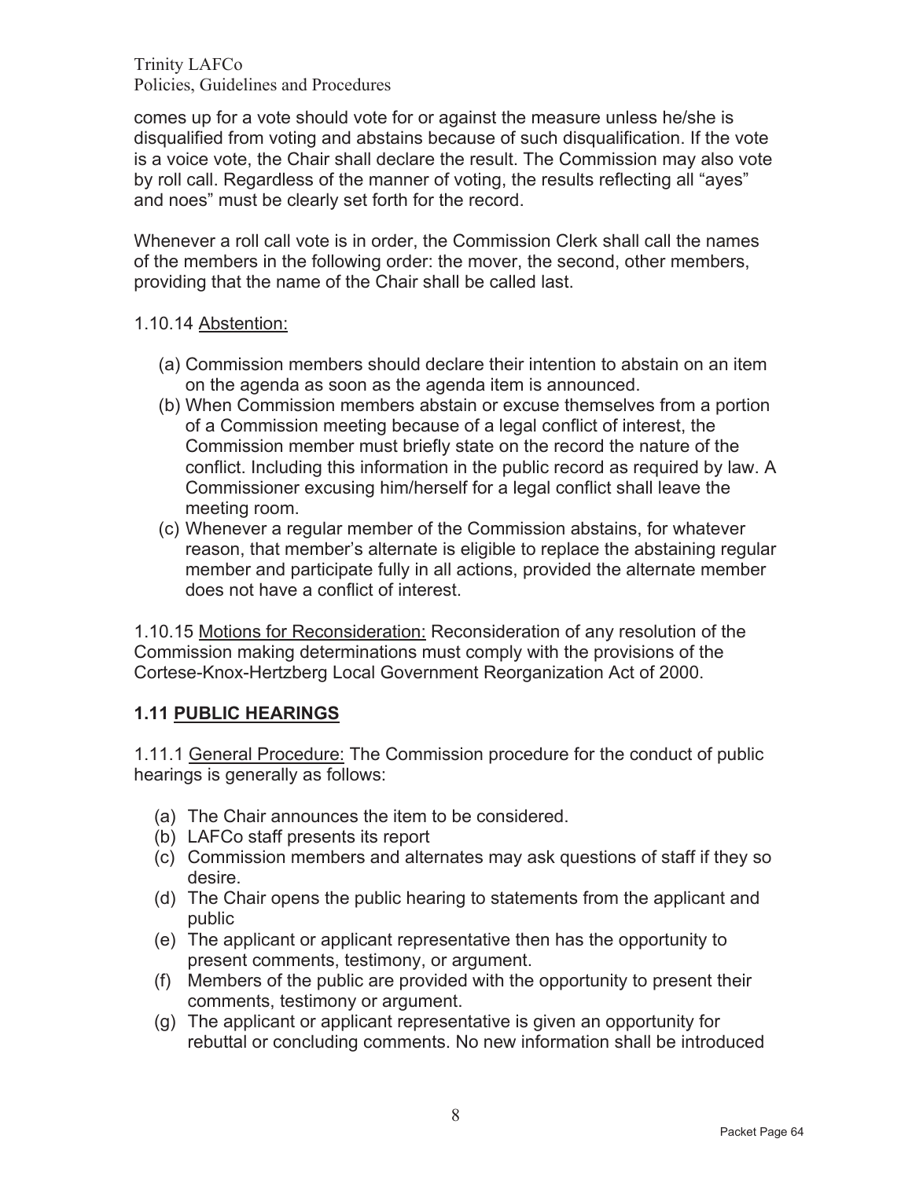comes up for a vote should vote for or against the measure unless he/she is disqualified from voting and abstains because of such disqualification. If the vote is a voice vote, the Chair shall declare the result. The Commission may also vote by roll call. Regardless of the manner of voting, the results reflecting all "ayes" and noes" must be clearly set forth for the record.

Whenever a roll call vote is in order, the Commission Clerk shall call the names of the members in the following order: the mover, the second, other members, providing that the name of the Chair shall be called last.

1.10.14 Abstention:

(a) Commission members should declare their intention to abstain on an item on the agenda as soon as the agenda item is announced.
(b) When Commission members abstain or excuse themselves from a portion of a Commission meeting because of a legal conflict of interest, the Commission member must briefly state on the record the nature of the conflict. Including this information in the public record as required by law. A Commissioner excusing him/herself for a legal conflict shall leave the meeting room.
(c) Whenever a regular member of the Commission abstains, for whatever reason, that member's alternate is eligible to replace the abstaining regular member and participate fully in all actions, provided the alternate member does not have a conflict of interest.

1.10.15 Motions for Reconsideration: Reconsideration of any resolution of the Commission making determinations must comply with the provisions of the Cortese-Knox-Hertzberg Local Government Reorganization Act of 2000.

## 1.11 PUBLIC HEARINGS

1.11.1 General Procedure: The Commission procedure for the conduct of public hearings is generally as follows:

(a) The Chair announces the item to be considered.
(b) LAFCo staff presents its report
(c) Commission members and alternates may ask questions of staff if they so desire.
(d) The Chair opens the public hearing to statements from the applicant and public
(e) The applicant or applicant representative then has the opportunity to present comments, testimony, or argument.
(f) Members of the public are provided with the opportunity to present their comments, testimony or argument.
(g) The applicant or applicant representative is given an opportunity for rebuttal or concluding comments. No new information shall be introduced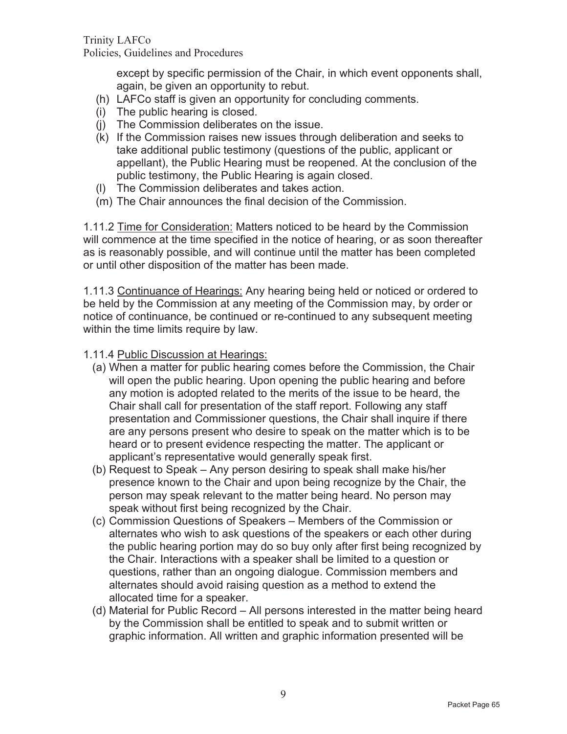except by specific permission of the Chair, in which event opponents shall, again, be given an opportunity to rebut.

(h) LAFCo staff is given an opportunity for concluding comments.
(i) The public hearing is closed.
(j) The Commission deliberates on the issue.
(k) If the Commission raises new issues through deliberation and seeks to take additional public testimony (questions of the public, applicant or appellant), the Public Hearing must be reopened. At the conclusion of the public testimony, the Public Hearing is again closed.
(l) The Commission deliberates and takes action.
(m) The Chair announces the final decision of the Commission.

1.11.2 Time for Consideration: Matters noticed to be heard by the Commission will commence at the time specified in the notice of hearing, or as soon thereafter as is reasonably possible, and will continue until the matter has been completed or until other disposition of the matter has been made.

1.11.3 Continuance of Hearings: Any hearing being held or noticed or ordered to be held by the Commission at any meeting of the Commission may, by order or notice of continuance, be continued or re-continued to any subsequent meeting within the time limits require by law.

1.11.4 Public Discussion at Hearings:

(a) When a matter for public hearing comes before the Commission, the Chair will open the public hearing. Upon opening the public hearing and before any motion is adopted related to the merits of the issue to be heard, the Chair shall call for presentation of the staff report. Following any staff presentation and Commissioner questions, the Chair shall inquire if there are any persons present who desire to speak on the matter which is to be heard or to present evidence respecting the matter. The applicant or applicant's representative would generally speak first.
(b) Request to Speak – Any person desiring to speak shall make his/her presence known to the Chair and upon being recognize by the Chair, the person may speak relevant to the matter being heard. No person may speak without first being recognized by the Chair.
(c) Commission Questions of Speakers – Members of the Commission or alternates who wish to ask questions of the speakers or each other during the public hearing portion may do so buy only after first being recognized by the Chair. Interactions with a speaker shall be limited to a question or questions, rather than an ongoing dialogue. Commission members and alternates should avoid raising question as a method to extend the allocated time for a speaker.
(d) Material for Public Record – All persons interested in the matter being heard by the Commission shall be entitled to speak and to submit written or graphic information. All written and graphic information presented will be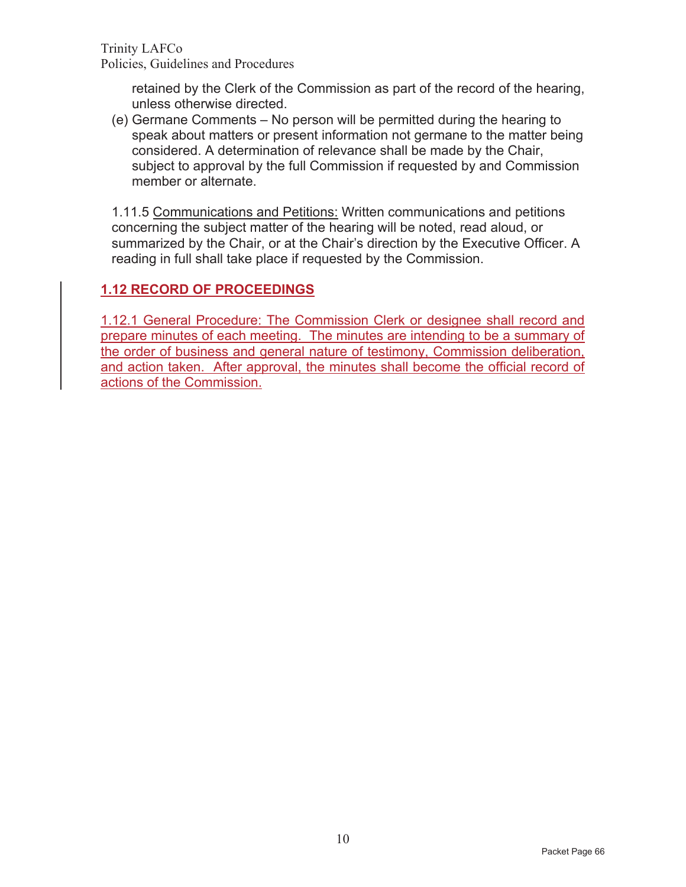retained by the Clerk of the Commission as part of the record of the hearing, unless otherwise directed.

(e) Germane Comments – No person will be permitted during the hearing to speak about matters or present information not germane to the matter being considered. A determination of relevance shall be made by the Chair, subject to approval by the full Commission if requested by and Commission member or alternate.

1.11.5 Communications and Petitions: Written communications and petitions concerning the subject matter of the hearing will be noted, read aloud, or summarized by the Chair, or at the Chair's direction by the Executive Officer. A reading in full shall take place if requested by the Commission.

## 1.12 RECORD OF PROCEEDINGS

1.12.1 General Procedure: The Commission Clerk or designee shall record and prepare minutes of each meeting. The minutes are intending to be a summary of the order of business and general nature of testimony, Commission deliberation, and action taken. After approval, the minutes shall become the official record of actions of the Commission.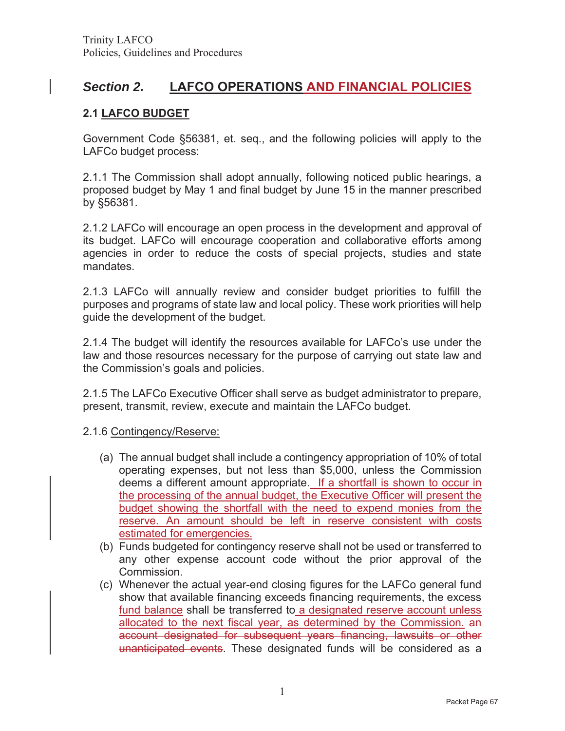# Section 2. LAFCO OPERATIONS AND FINANCIAL POLICIES

## 2.1 LAFCO BUDGET

Government Code §56381, et. seq., and the following policies will apply to the LAFCo budget process:

2.1.1 The Commission shall adopt annually, following noticed public hearings, a proposed budget by May 1 and final budget by June 15 in the manner prescribed by §56381.

2.1.2 LAFCo will encourage an open process in the development and approval of its budget. LAFCo will encourage cooperation and collaborative efforts among agencies in order to reduce the costs of special projects, studies and state mandates.

2.1.3 LAFCo will annually review and consider budget priorities to fulfill the purposes and programs of state law and local policy. These work priorities will help guide the development of the budget.

2.1.4 The budget will identify the resources available for LAFCo's use under the law and those resources necessary for the purpose of carrying out state law and the Commission's goals and policies.

2.1.5 The LAFCo Executive Officer shall serve as budget administrator to prepare, present, transmit, review, execute and maintain the LAFCo budget.

2.1.6 Contingency/Reserve:

(a) The annual budget shall include a contingency appropriation of 10% of total operating expenses, but not less than $5,000, unless the Commission deems a different amount appropriate. If a shortfall is shown to occur in the processing of the annual budget, the Executive Officer will present the budget showing the shortfall with the need to expend monies from the reserve. An amount should be left in reserve consistent with costs estimated for emergencies.

(b) Funds budgeted for contingency reserve shall not be used or transferred to any other expense account code without the prior approval of the Commission.

(c) Whenever the actual year-end closing figures for the LAFCo general fund show that available financing exceeds financing requirements, the excess fund balance shall be transferred to a designated reserve account unless allocated to the next fiscal year, as determined by the Commission. ~~an account designated for subsequent years financing, lawsuits or other unanticipated events~~. These designated funds will be considered as a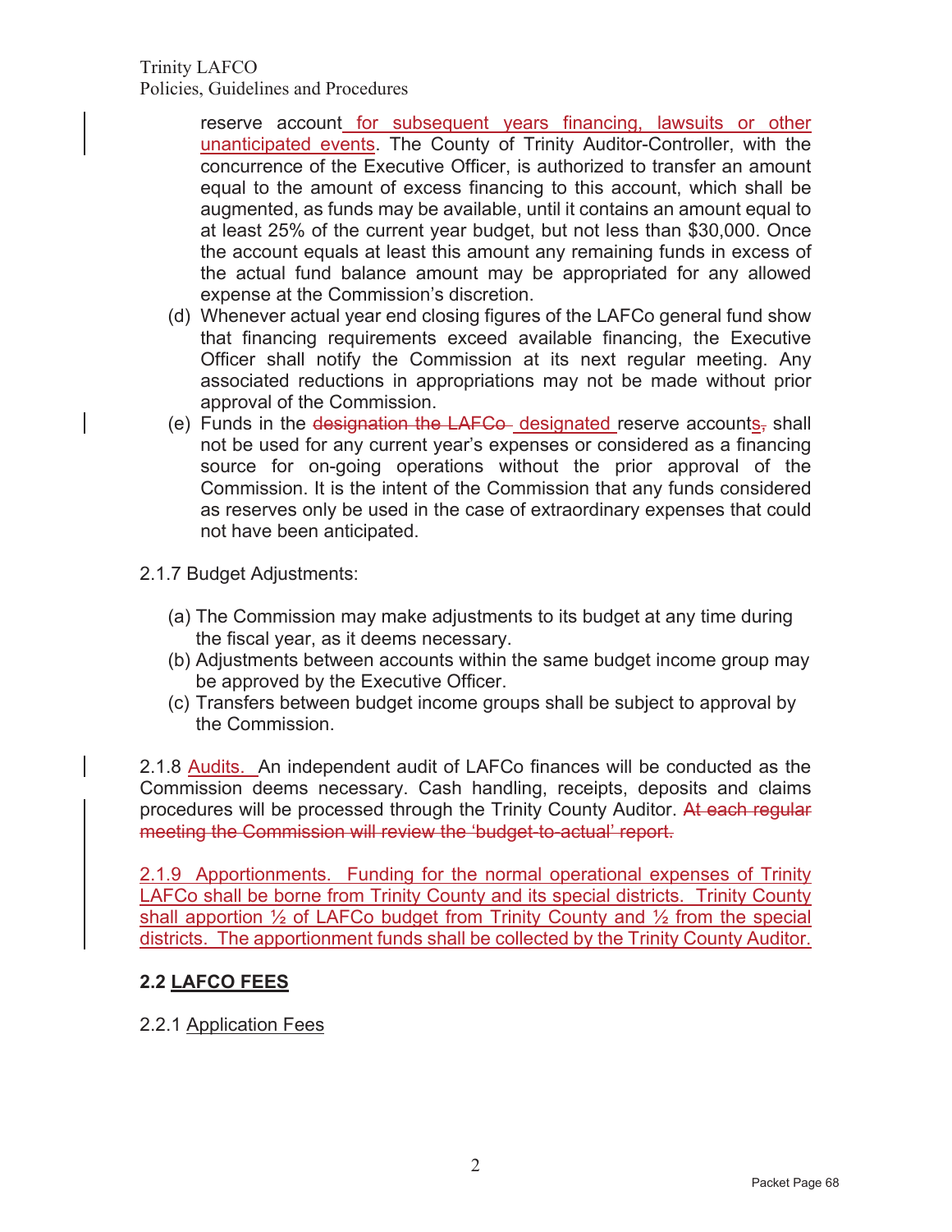reserve account for subsequent years financing, lawsuits or other unanticipated events. The County of Trinity Auditor-Controller, with the concurrence of the Executive Officer, is authorized to transfer an amount equal to the amount of excess financing to this account, which shall be augmented, as funds may be available, until it contains an amount equal to at least 25% of the current year budget, but not less than $30,000. Once the account equals at least this amount any remaining funds in excess of the actual fund balance amount may be appropriated for any allowed expense at the Commission's discretion.

(d) Whenever actual year end closing figures of the LAFCo general fund show that financing requirements exceed available financing, the Executive Officer shall notify the Commission at its next regular meeting. Any associated reductions in appropriations may not be made without prior approval of the Commission.

(e) Funds in the ~~designation the LAFCo~~ designated reserve accounts~~,~~ shall not be used for any current year's expenses or considered as a financing source for on-going operations without the prior approval of the Commission. It is the intent of the Commission that any funds considered as reserves only be used in the case of extraordinary expenses that could not have been anticipated.

2.1.7 Budget Adjustments:

(a) The Commission may make adjustments to its budget at any time during the fiscal year, as it deems necessary.

(b) Adjustments between accounts within the same budget income group may be approved by the Executive Officer.

(c) Transfers between budget income groups shall be subject to approval by the Commission.

2.1.8 Audits. An independent audit of LAFCo finances will be conducted as the Commission deems necessary. Cash handling, receipts, deposits and claims procedures will be processed through the Trinity County Auditor. ~~At each regular meeting the Commission will review the 'budget-to-actual' report.~~

2.1.9 Apportionments. Funding for the normal operational expenses of Trinity LAFCo shall be borne from Trinity County and its special districts. Trinity County shall apportion ½ of LAFCo budget from Trinity County and ½ from the special districts. The apportionment funds shall be collected by the Trinity County Auditor.

## 2.2 LAFCO FEES

2.2.1 Application Fees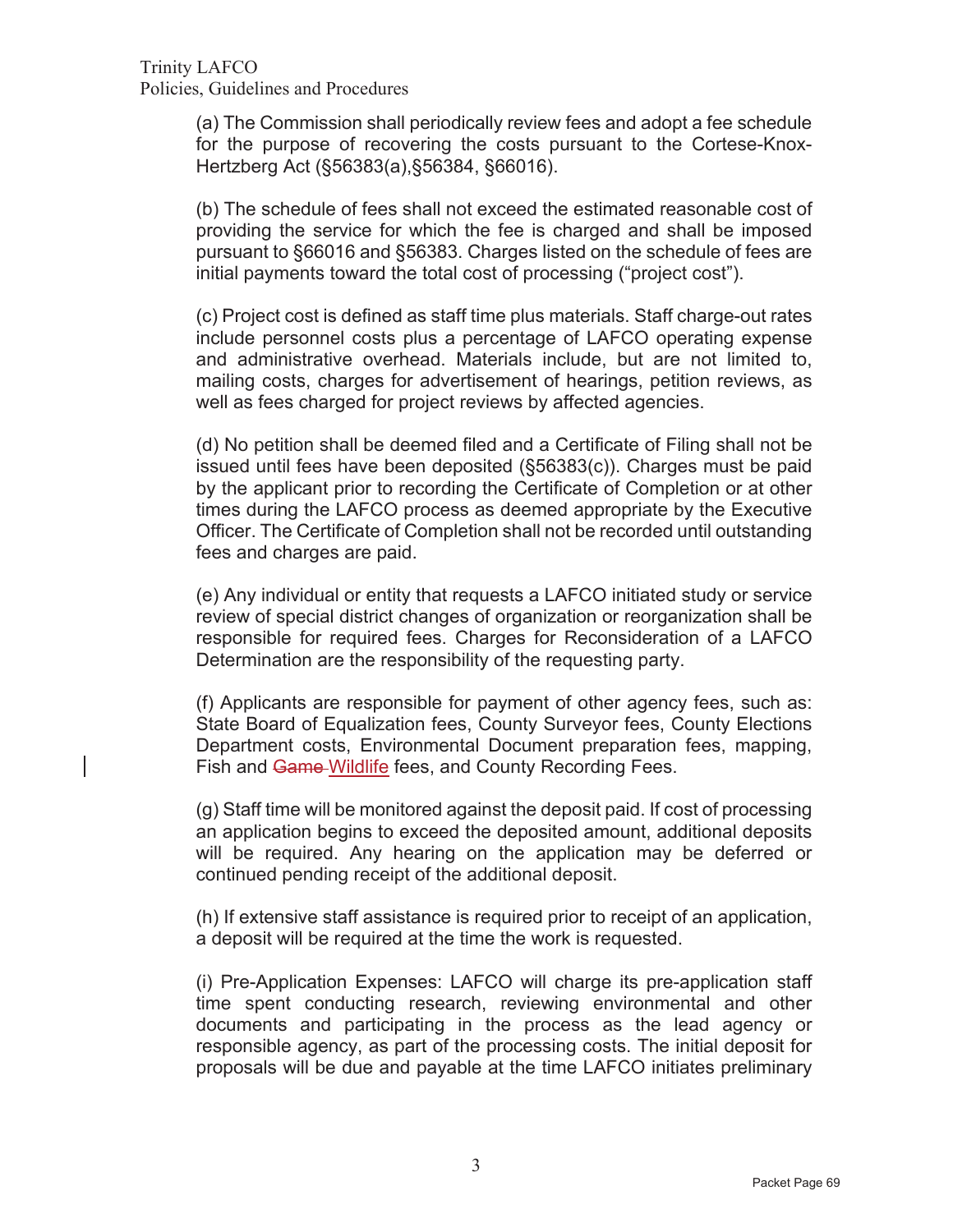(a) The Commission shall periodically review fees and adopt a fee schedule for the purpose of recovering the costs pursuant to the Cortese-Knox-Hertzberg Act (§56383(a),§56384, §66016).

(b) The schedule of fees shall not exceed the estimated reasonable cost of providing the service for which the fee is charged and shall be imposed pursuant to §66016 and §56383. Charges listed on the schedule of fees are initial payments toward the total cost of processing ("project cost").

(c) Project cost is defined as staff time plus materials. Staff charge-out rates include personnel costs plus a percentage of LAFCO operating expense and administrative overhead. Materials include, but are not limited to, mailing costs, charges for advertisement of hearings, petition reviews, as well as fees charged for project reviews by affected agencies.

(d) No petition shall be deemed filed and a Certificate of Filing shall not be issued until fees have been deposited (§56383(c)). Charges must be paid by the applicant prior to recording the Certificate of Completion or at other times during the LAFCO process as deemed appropriate by the Executive Officer. The Certificate of Completion shall not be recorded until outstanding fees and charges are paid.

(e) Any individual or entity that requests a LAFCO initiated study or service review of special district changes of organization or reorganization shall be responsible for required fees. Charges for Reconsideration of a LAFCO Determination are the responsibility of the requesting party.

(f) Applicants are responsible for payment of other agency fees, such as: State Board of Equalization fees, County Surveyor fees, County Elections Department costs, Environmental Document preparation fees, mapping, Fish and ~~Game~~ Wildlife fees, and County Recording Fees.

(g) Staff time will be monitored against the deposit paid. If cost of processing an application begins to exceed the deposited amount, additional deposits will be required. Any hearing on the application may be deferred or continued pending receipt of the additional deposit.

(h) If extensive staff assistance is required prior to receipt of an application, a deposit will be required at the time the work is requested.

(i) Pre-Application Expenses: LAFCO will charge its pre-application staff time spent conducting research, reviewing environmental and other documents and participating in the process as the lead agency or responsible agency, as part of the processing costs. The initial deposit for proposals will be due and payable at the time LAFCO initiates preliminary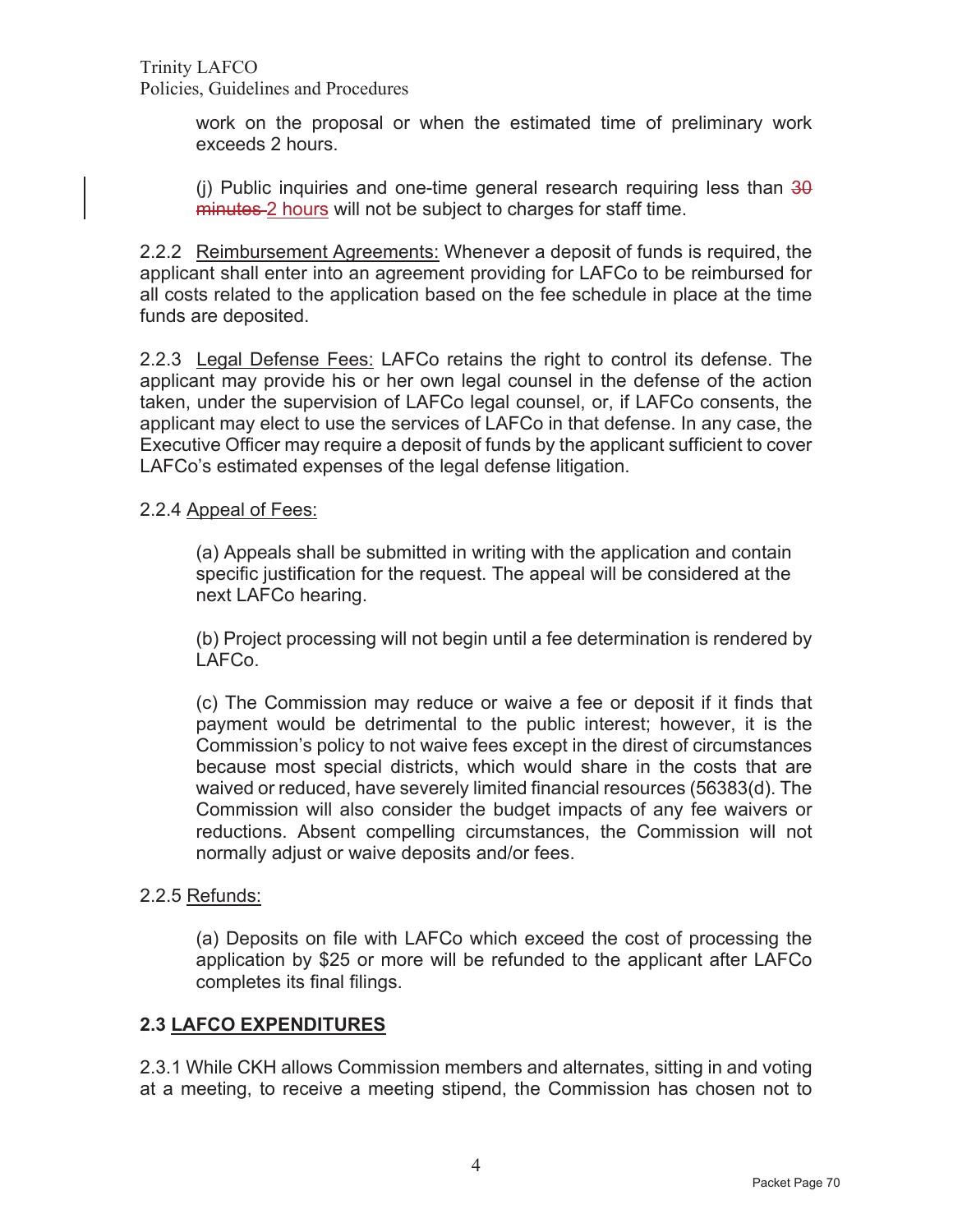work on the proposal or when the estimated time of preliminary work exceeds 2 hours.

(j) Public inquiries and one-time general research requiring less than ~~30 minutes~~ 2 hours will not be subject to charges for staff time.

2.2.2 Reimbursement Agreements: Whenever a deposit of funds is required, the applicant shall enter into an agreement providing for LAFCo to be reimbursed for all costs related to the application based on the fee schedule in place at the time funds are deposited.

2.2.3 Legal Defense Fees: LAFCo retains the right to control its defense. The applicant may provide his or her own legal counsel in the defense of the action taken, under the supervision of LAFCo legal counsel, or, if LAFCo consents, the applicant may elect to use the services of LAFCo in that defense. In any case, the Executive Officer may require a deposit of funds by the applicant sufficient to cover LAFCo's estimated expenses of the legal defense litigation.

2.2.4 Appeal of Fees:

(a) Appeals shall be submitted in writing with the application and contain specific justification for the request. The appeal will be considered at the next LAFCo hearing.

(b) Project processing will not begin until a fee determination is rendered by LAFCo.

(c) The Commission may reduce or waive a fee or deposit if it finds that payment would be detrimental to the public interest; however, it is the Commission's policy to not waive fees except in the direst of circumstances because most special districts, which would share in the costs that are waived or reduced, have severely limited financial resources (56383(d). The Commission will also consider the budget impacts of any fee waivers or reductions. Absent compelling circumstances, the Commission will not normally adjust or waive deposits and/or fees.

2.2.5 Refunds:

(a) Deposits on file with LAFCo which exceed the cost of processing the application by $25 or more will be refunded to the applicant after LAFCo completes its final filings.

**2.3 LAFCO EXPENDITURES**

2.3.1 While CKH allows Commission members and alternates, sitting in and voting at a meeting, to receive a meeting stipend, the Commission has chosen not to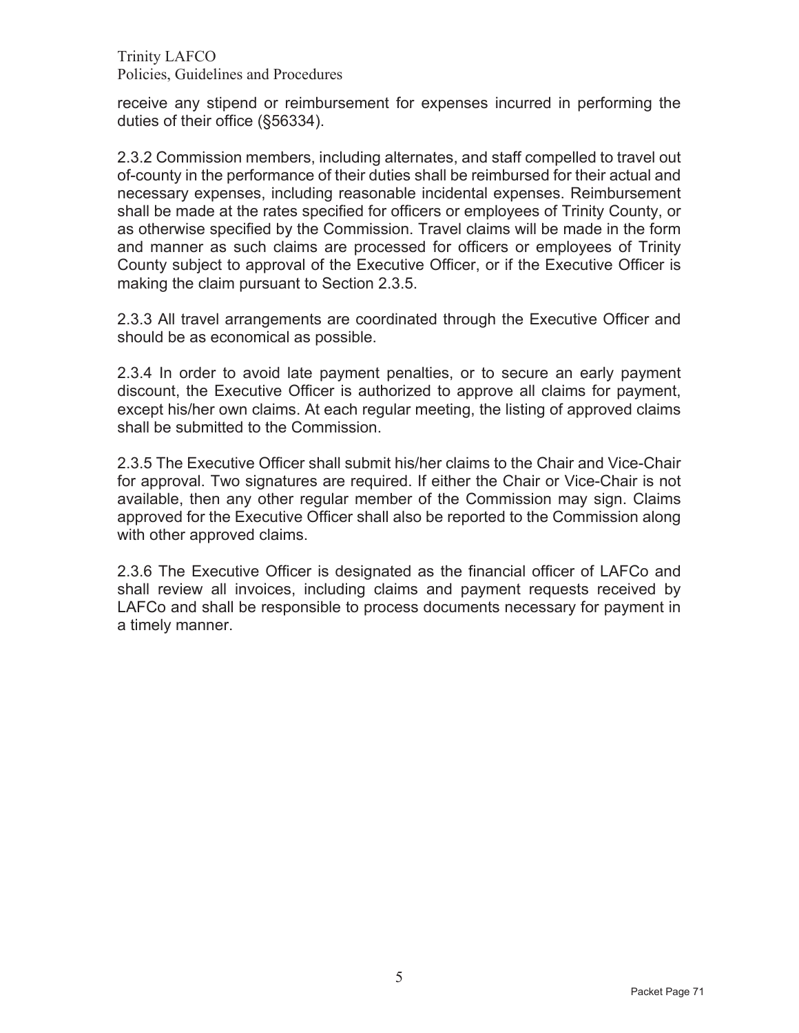receive any stipend or reimbursement for expenses incurred in performing the duties of their office (§56334).

2.3.2 Commission members, including alternates, and staff compelled to travel out of-county in the performance of their duties shall be reimbursed for their actual and necessary expenses, including reasonable incidental expenses. Reimbursement shall be made at the rates specified for officers or employees of Trinity County, or as otherwise specified by the Commission. Travel claims will be made in the form and manner as such claims are processed for officers or employees of Trinity County subject to approval of the Executive Officer, or if the Executive Officer is making the claim pursuant to Section 2.3.5.

2.3.3 All travel arrangements are coordinated through the Executive Officer and should be as economical as possible.

2.3.4 In order to avoid late payment penalties, or to secure an early payment discount, the Executive Officer is authorized to approve all claims for payment, except his/her own claims. At each regular meeting, the listing of approved claims shall be submitted to the Commission.

2.3.5 The Executive Officer shall submit his/her claims to the Chair and Vice-Chair for approval. Two signatures are required. If either the Chair or Vice-Chair is not available, then any other regular member of the Commission may sign. Claims approved for the Executive Officer shall also be reported to the Commission along with other approved claims.

2.3.6 The Executive Officer is designated as the financial officer of LAFCo and shall review all invoices, including claims and payment requests received by LAFCo and shall be responsible to process documents necessary for payment in a timely manner.